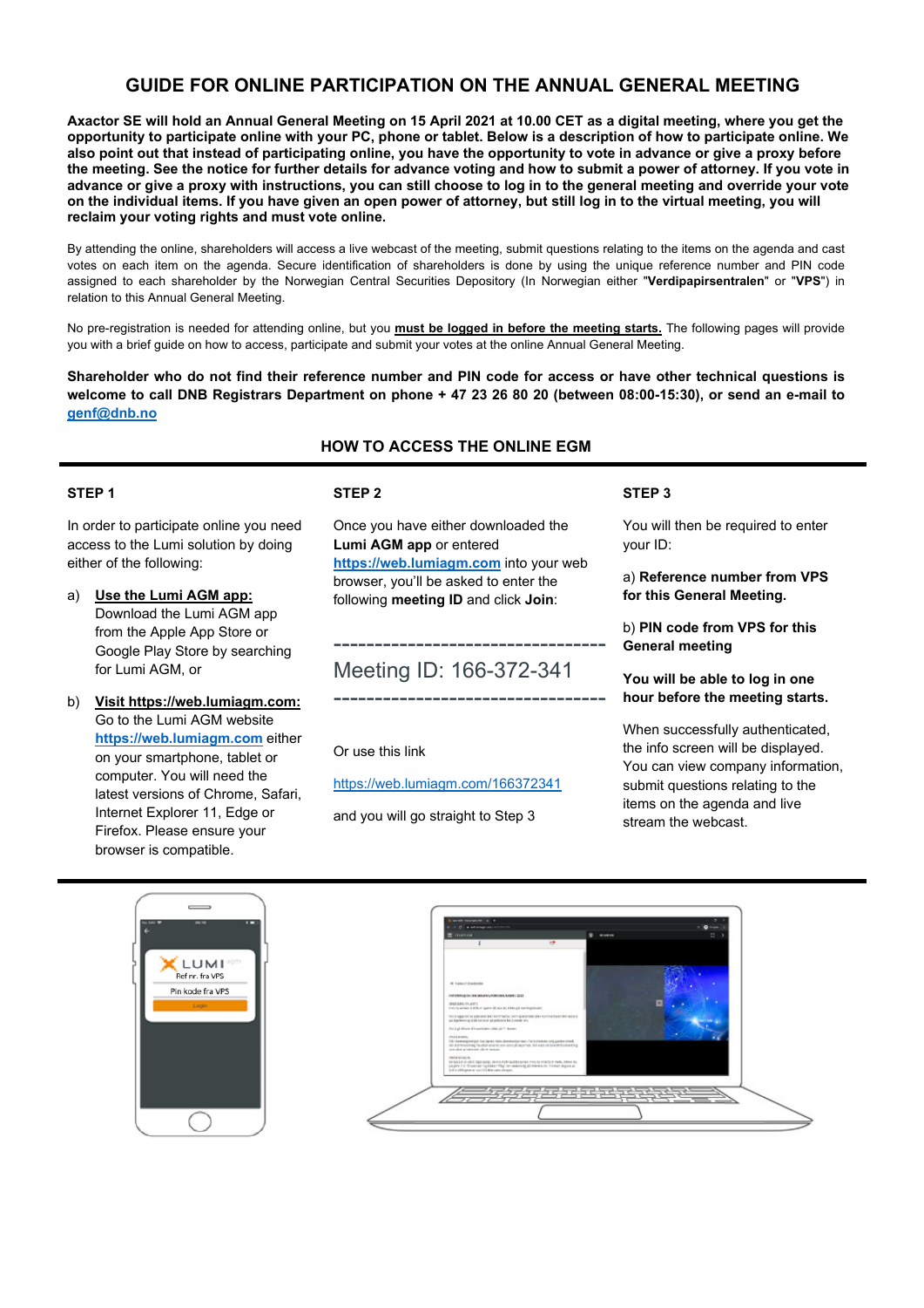# GUIDE FOR ONLINE PARTICIPATION ON THE ANNUAL GENERAL MEETING

**Axactor SE will hold an Annual General Meeting on 15 April 2021 at 10.00 CET as a digital meeting, where you get the opportunity to participate online with your PC, phone or tablet. Below is a description of how to participate online. We also point out that instead of participating online, you have the opportunity to vote in advance or give a proxy before the meeting. See the notice for further details for advance voting and how to submit a power of attorney. If you vote in advance or give a proxy with instructions, you can still choose to log in to the general meeting and override your vote on the individual items. If you have given an open power of attorney, but still log in to the virtual meeting, you will reclaim your voting rights and must vote online.**

By attending the online, shareholders will access a live webcast of the meeting, submit questions relating to the items on the agenda and cast votes on each item on the agenda. Secure identification of shareholders is done by using the unique reference number and PIN code assigned to each shareholder by the Norwegian Central Securities Depository (In Norwegian either "**Verdipapirsentralen**" or "**VPS**") in relation to this Annual General Meeting.

No pre-registration is needed for attending online, but you **must be logged in before the meeting starts.** The following pages will provide you with a brief guide on how to access, participate and submit your votes at the online Annual General Meeting.

**Shareholder who do not find their reference number and PIN code for access or have other technical questions is welcome to call DNB Registrars Department on phone + 47 23 26 80 20 (between 08:00-15:30), or send an e-mail to genf@dnb.no**

## HOW TO ACCESS THE ONLINE EGM

### STEP 1

In order to participate online you need access to the Lumi solution by doing either of the following:

a) **Use the Lumi AGM app:** Download the Lumi AGM app from the Apple App Store or Google Play Store by searching for Lumi AGM, or

b) **Visit https://web.lumiagm.com:** Go to the Lumi AGM website **https://web.lumiagm.com** either on your smartphone, tablet or computer. You will need the latest versions of Chrome, Safari, Internet Explorer 11, Edge or Firefox. Please ensure your browser is compatible.

### STEP 2

Once you have either downloaded the **Lumi AGM app** or entered **https://web.lumiagm.com** into your web browser, you'll be asked to enter the following **meeting ID** and click **Join**:

---

Meeting ID: 166-372-341

---

Or use this link

https://web.lumiagm.com/166372341

and you will go straight to Step 3

### STEP 3

You will then be required to enter your ID:

a) **Reference number from VPS for this General Meeting.**

b) **PIN code from VPS for this General meeting**

**You will be able to log in one hour before the meeting starts.**

When successfully authenticated, the info screen will be displayed. You can view company information, submit questions relating to the items on the agenda and live stream the webcast.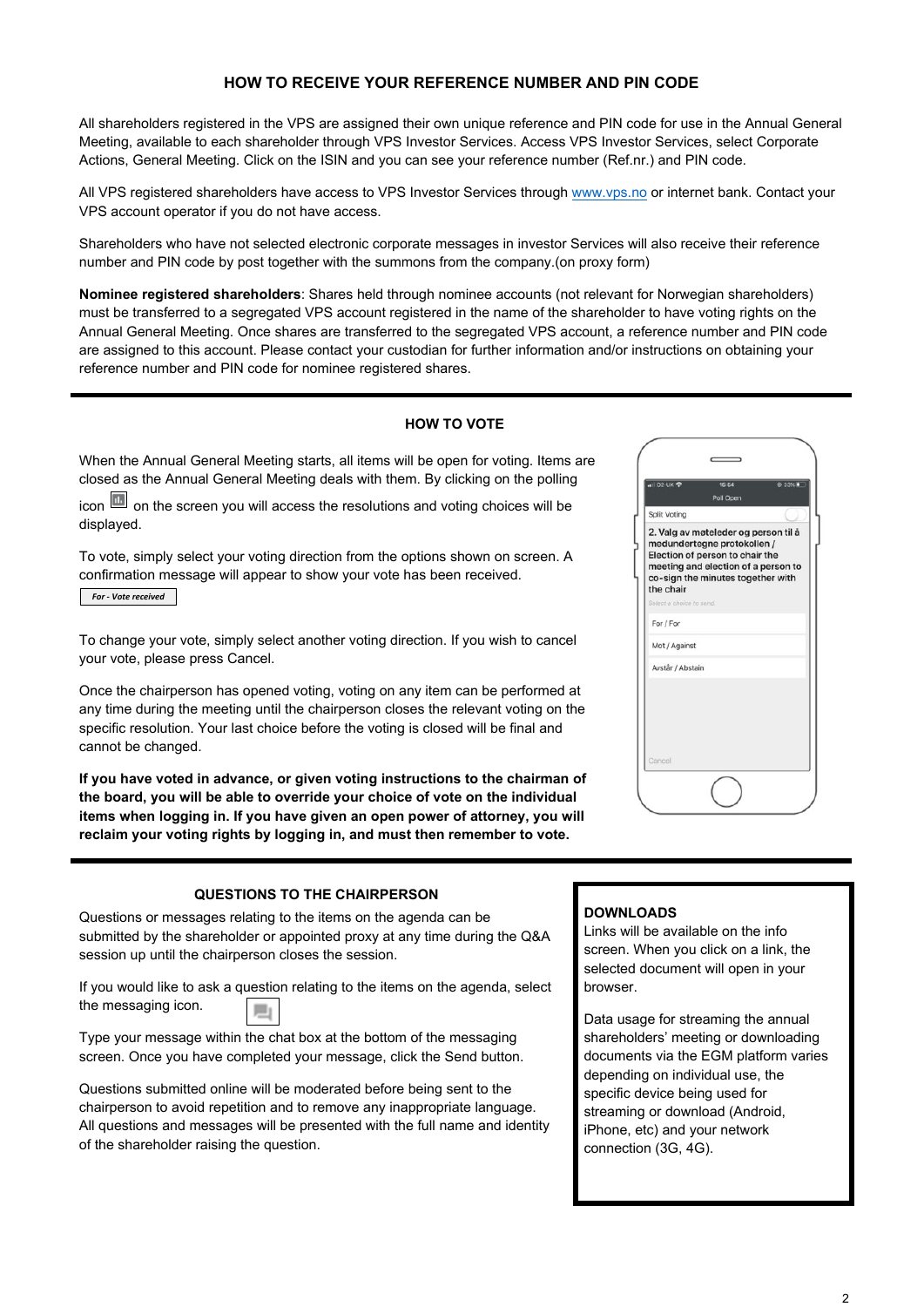## HOW TO RECEIVE YOUR REFERENCE NUMBER AND PIN CODE

All shareholders registered in the VPS are assigned their own unique reference and PIN code for use in the Annual General Meeting, available to each shareholder through VPS Investor Services. Access VPS Investor Services, select Corporate Actions, General Meeting. Click on the ISIN and you can see your reference number (Ref.nr.) and PIN code.

All VPS registered shareholders have access to VPS Investor Services through www.vps.no or internet bank. Contact your VPS account operator if you do not have access.

Shareholders who have not selected electronic corporate messages in investor Services will also receive their reference number and PIN code by post together with the summons from the company.(on proxy form)

**Nominee registered shareholders**: Shares held through nominee accounts (not relevant for Norwegian shareholders) must be transferred to a segregated VPS account registered in the name of the shareholder to have voting rights on the Annual General Meeting. Once shares are transferred to the segregated VPS account, a reference number and PIN code are assigned to this account. Please contact your custodian for further information and/or instructions on obtaining your reference number and PIN code for nominee registered shares.

---

## HOW TO VOTE

When the Annual General Meeting starts, all items will be open for voting. Items are closed as the Annual General Meeting deals with them. By clicking on the polling icon on the screen you will access the resolutions and voting choices will be displayed.

To vote, simply select your voting direction from the options shown on screen. A confirmation message will appear to show your vote has been received.

*For - Vote received*

To change your vote, simply select another voting direction. If you wish to cancel your vote, please press Cancel.

Once the chairperson has opened voting, voting on any item can be performed at any time during the meeting until the chairperson closes the relevant voting on the specific resolution. Your last choice before the voting is closed will be final and cannot be changed.

**If you have voted in advance, or given voting instructions to the chairman of the board, you will be able to override your choice of vote on the individual items when logging in. If you have given an open power of attorney, you will reclaim your voting rights by logging in, and must then remember to vote.**

O2-UK 15:54 32%

Poll Open

Split Voting

2. Valg av møteleder og person til å medundertegne protokollen / Election of person to chair the meeting and election of a person to co-sign the minutes together with the chair

Select a choice to send.

For / For

Mot / Against

Avstår / Abstain

Cancel

---

## QUESTIONS TO THE CHAIRPERSON

Questions or messages relating to the items on the agenda can be submitted by the shareholder or appointed proxy at any time during the Q&A session up until the chairperson closes the session.

If you would like to ask a question relating to the items on the agenda, select the messaging icon.

Type your message within the chat box at the bottom of the messaging screen. Once you have completed your message, click the Send button.

Questions submitted online will be moderated before being sent to the chairperson to avoid repetition and to remove any inappropriate language. All questions and messages will be presented with the full name and identity of the shareholder raising the question.

## DOWNLOADS

Links will be available on the info screen. When you click on a link, the selected document will open in your browser.

Data usage for streaming the annual shareholders' meeting or downloading documents via the EGM platform varies depending on individual use, the specific device being used for streaming or download (Android, iPhone, etc) and your network connection (3G, 4G).